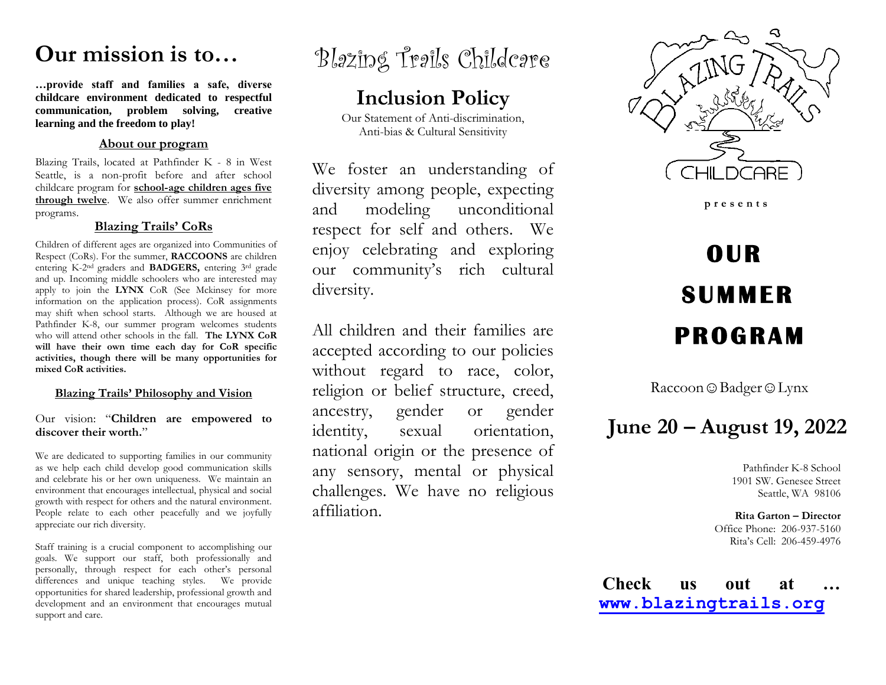# Our mission is to…

**…provide staff and families a safe, diverse childcare environment dedicated to respectful communication, problem solving, creative learning and the freedom to play!**

## About our program

Blazing Trails, located at Pathfinder K - 8 in West Seattle, is a non-profit before and after school childcare program for **school-age children ages five through twelve**. We also offer summer enrichment programs.

## Blazing Trails' CoRs

Children of different ages are organized into Communities of Respect (CoRs). For the summer, **RACCOONS** are children entering K-2nd graders and **BADGERS,** entering 3rd grade and up. Incoming middle schoolers who are interested may apply to join the **LYNX** CoR (See Mckinsey for more information on the application process). CoR assignments may shift when school starts. Although we are housed at Pathfinder K-8, our summer program welcomes students who will attend other schools in the fall. **The LYNX CoR will have their own time each day for CoR specific activities, though there will be many opportunities for mixed CoR activities.**

## Blazing Trails' Philosophy and Vision

Our vision: "**Children are empowered to discover their worth.**"

We are dedicated to supporting families in our community as we help each child develop good communication skills and celebrate his or her own uniqueness. We maintain an environment that encourages intellectual, physical and social growth with respect for others and the natural environment. People relate to each other peacefully and we joyfully appreciate our rich diversity.

Staff training is a crucial component to accomplishing our goals. We support our staff, both professionally and personally, through respect for each other's personal differences and unique teaching styles. We provide opportunities for shared leadership, professional growth and development and an environment that encourages mutual support and care.

# Blazing Trails Childcare

## Inclusion Policy

Our Statement of Anti-discrimination, Anti-bias & Cultural Sensitivity

We foster an understanding of diversity among people, expecting and modeling unconditional respect for self and others. We enjoy celebrating and exploring our community's rich cultural diversity.

All children and their families are accepted according to our policies without regard to race, color, religion or belief structure, creed, ancestry, gender or gender identity, sexual orientation, national origin or the presence of any sensory, mental or physical challenges. We have no religious affiliation.

BLAZING TRAILS CHILDCARE

presents

# OUR SUMMER PROGRAM

Raccoon ☺ Badger ☺ Lynx

## June 20 – August 19, 2022

Pathfinder K-8 School
1901 SW. Genesee Street
Seattle, WA 98106

**Rita Garton – Director**
Office Phone: 206-937-5160
Rita's Cell: 206-459-4976

**Check us out at …**
**www.blazingtrails.org**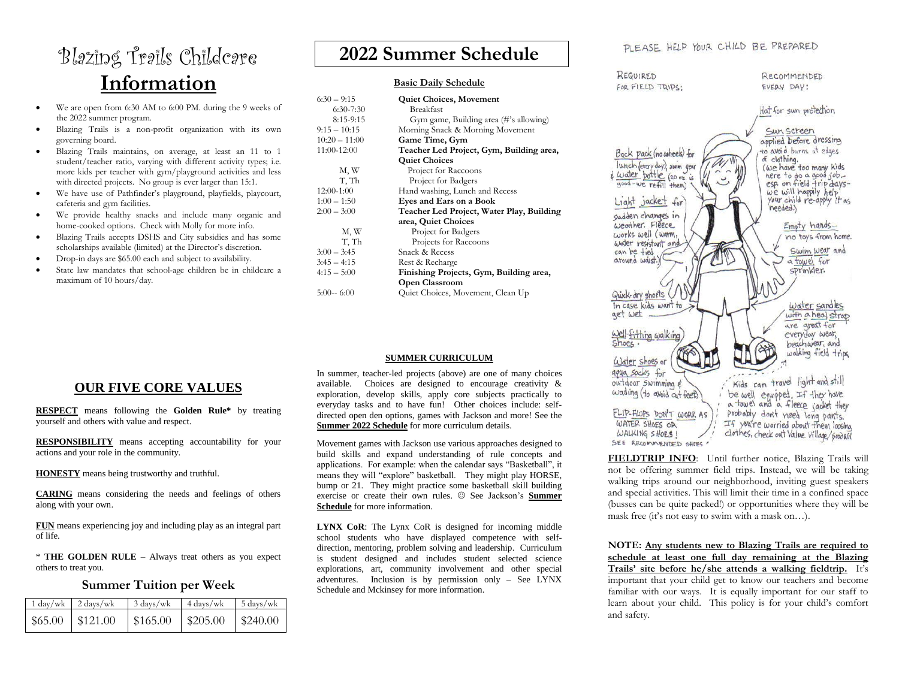# Blazing Trails Childcare

# Information

- We are open from 6:30 AM to 6:00 PM. during the 9 weeks of the 2022 summer program.
- Blazing Trails is a non-profit organization with its own governing board.
- Blazing Trails maintains, on average, at least an 11 to 1 student/teacher ratio, varying with different activity types; i.e. more kids per teacher with gym/playground activities and less with directed projects. No group is ever larger than 15:1.
- We have use of Pathfinder's playground, playfields, playcourt, cafeteria and gym facilities.
- We provide healthy snacks and include many organic and home-cooked options. Check with Molly for more info.
- Blazing Trails accepts DSHS and City subsidies and has some scholarships available (limited) at the Director's discretion.
- Drop-in days are $65.00 each and subject to availability.
- State law mandates that school-age children be in childcare a maximum of 10 hours/day.

## OUR FIVE CORE VALUES

**RESPECT** means following the **Golden Rule*** by treating yourself and others with value and respect.

**RESPONSIBILITY** means accepting accountability for your actions and your role in the community.

**HONESTY** means being trustworthy and truthful.

**CARING** means considering the needs and feelings of others along with your own.

**FUN** means experiencing joy and including play as an integral part of life.

* **THE GOLDEN RULE** – Always treat others as you expect others to treat you.

### Summer Tuition per Week

| 1 day/wk | 2 days/wk | 3 days/wk | 4 days/wk | 5 days/wk |
|---|---|---|---|---|
| $65.00 | $121.00 | $165.00 | $205.00 | $240.00 |

# 2022 Summer Schedule

### Basic Daily Schedule

| | |
|---|---|
| 6:30 – 9:15 | **Quiet Choices, Movement** |
| 6:30-7:30 | Breakfast |
| 8:15-9:15 | Gym game, Building area (#'s allowing) |
| 9:15 – 10:15 | Morning Snack & Morning Movement |
| 10:20 – 11:00 | **Game Time, Gym** |
| 11:00-12:00 | **Teacher Led Project, Gym, Building area, Quiet Choices** |
| M, W | Project for Raccoons |
| T, Th | Project for Badgers |
| 12:00-1:00 | Hand washing, Lunch and Recess |
| 1:00 – 1:50 | **Eyes and Ears on a Book** |
| 2:00 – 3:00 | **Teacher Led Project, Water Play, Building area, Quiet Choices** |
| M, W | Project for Badgers |
| T, Th | Projects for Raccoons |
| 3:00 – 3:45 | Snack & Recess |
| 3:45 – 4:15 | Rest & Recharge |
| 4:15 – 5:00 | **Finishing Projects, Gym, Building area, Open Classroom** |
| 5:00-- 6:00 | Quiet Choices, Movement, Clean Up |

#### SUMMER CURRICULUM

In summer, teacher-led projects (above) are one of many choices available. Choices are designed to encourage creativity & exploration, develop skills, apply core subjects practically to everyday tasks and to have fun! Other choices include: self-directed open den options, games with Jackson and more! See the **Summer 2022 Schedule** for more curriculum details.

Movement games with Jackson use various approaches designed to build skills and expand understanding of rule concepts and applications. For example: when the calendar says "Basketball", it means they will "explore" basketball. They might play HORSE, bump or 21. They might practice some basketball skill building exercise or create their own rules. ☺ See Jackson's **Summer Schedule** for more information.

**LYNX CoR**: The Lynx CoR is designed for incoming middle school students who have displayed competence with self-direction, mentoring, problem solving and leadership. Curriculum is student designed and includes student selected science explorations, art, community involvement and other special adventures. Inclusion is by permission only – See LYNX Schedule and Mckinsey for more information.

PLEASE HELP YOUR CHILD BE PREPARED

REQUIRED FOR FIELD TRIPS:

RECOMMENDED EVERY DAY:

Hat for sun protection

Sun screen applied before dressing to avoid burns at edges of clothing. (We have too many kids here to do a good job – esp. on field trip days – we will happily help your child re-apply it as needed.)

Back pack (no wheels) for lunch (every day), swim gear & water bottle (20 oz. is good – we refill them)

Light jacket for sudden changes in weather. Fleece works well (warm, water resistant and can be tied around waist.)

Empty hands – no toys from home.

Swim wear and a towel for sprinkler.

Quick-dry shorts in case kids want to get wet.

Well-fitting walking shoes.

Water sandles with a heal strap are great for everyday wear, beachwear, and walking field trips

Water shoes or aqua socks for outdoor swimming & wading (to avoid cut feet)

FLIP-FLOPS DON'T WORK AS WATER SHOES OR WALKING SHOES! SEE RECOMMENDED SHOES

Kids can travel light and still be well equipped. If they have a towel and a fleece jacket they probably don't need long pants. If you're worried about them loosing clothes, check out Value Village/Good Will

**FIELDTRIP INFO**: Until further notice, Blazing Trails will not be offering summer field trips. Instead, we will be taking walking trips around our neighborhood, inviting guest speakers and special activities. This will limit their time in a confined space (busses can be quite packed!) or opportunities where they will be mask free (it's not easy to swim with a mask on…).

**NOTE: Any students new to Blazing Trails are required to schedule at least one full day remaining at the Blazing Trails' site before he/she attends a walking fieldtrip.** It's important that your child get to know our teachers and become familiar with our ways. It is equally important for our staff to learn about your child. This policy is for your child's comfort and safety.